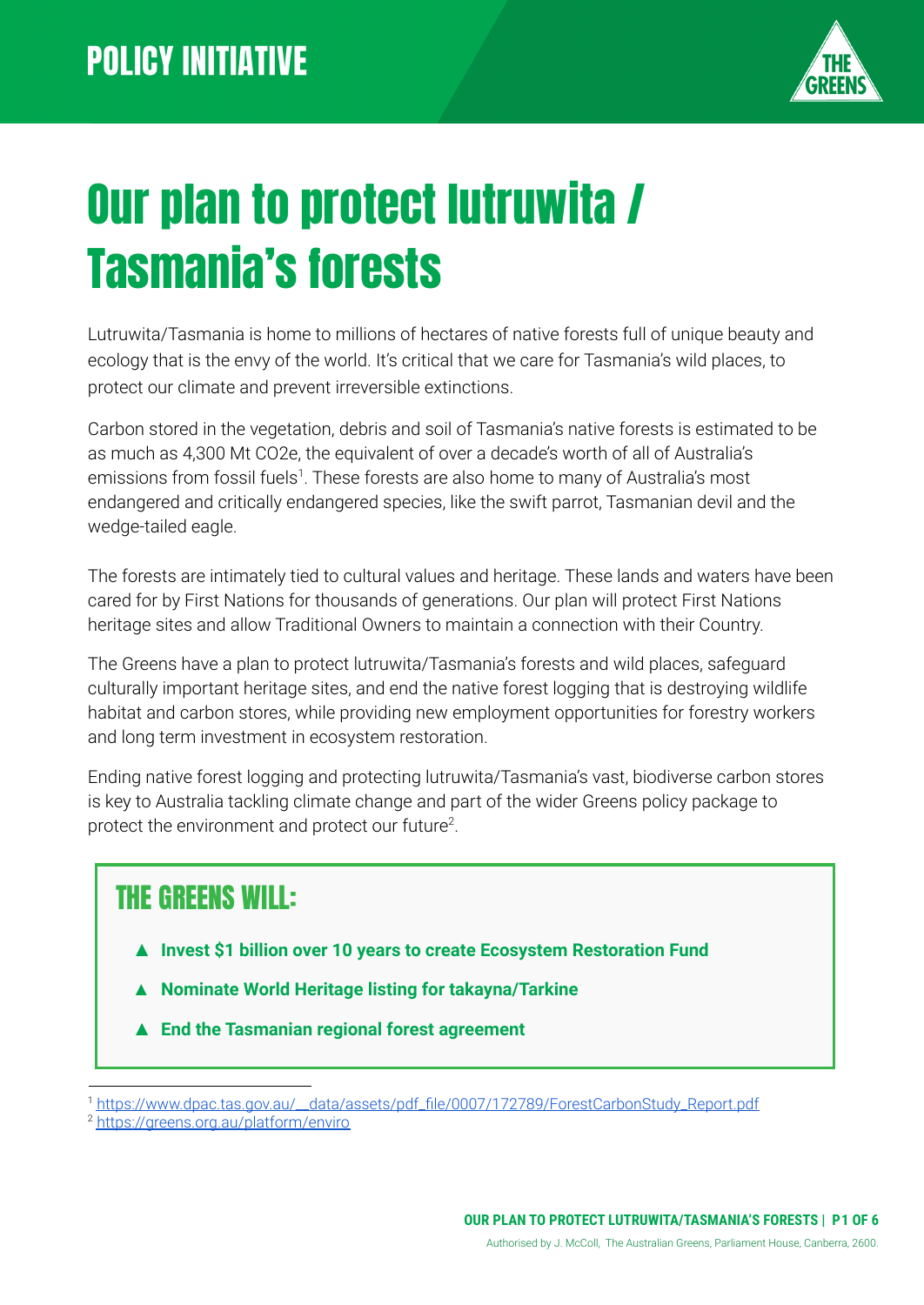POLICY INITIATIVE

# Our plan to protect lutruwita / Tasmania's forests

Lutruwita/Tasmania is home to millions of hectares of native forests full of unique beauty and ecology that is the envy of the world. It's critical that we care for Tasmania's wild places, to protect our climate and prevent irreversible extinctions.

Carbon stored in the vegetation, debris and soil of Tasmania's native forests is estimated to be as much as 4,300 Mt $CO_2$e, the equivalent of over a decade's worth of all of Australia's emissions from fossil fuels[1]. These forests are also home to many of Australia's most endangered and critically endangered species, like the swift parrot, Tasmanian devil and the wedge-tailed eagle.

The forests are intimately tied to cultural values and heritage. These lands and waters have been cared for by First Nations for thousands of generations. Our plan will protect First Nations heritage sites and allow Traditional Owners to maintain a connection with their Country.

The Greens have a plan to protect lutruwita/Tasmania's forests and wild places, safeguard culturally important heritage sites, and end the native forest logging that is destroying wildlife habitat and carbon stores, while providing new employment opportunities for forestry workers and long term investment in ecosystem restoration.

Ending native forest logging and protecting lutruwita/Tasmania's vast, biodiverse carbon stores is key to Australia tackling climate change and part of the wider Greens policy package to protect the environment and protect our future[2].

## THE GREENS WILL:

- **Invest $1 billion over 10 years to create Ecosystem Restoration Fund**
- **Nominate World Heritage listing for takayna/Tarkine**
- **End the Tasmanian regional forest agreement**

[1] https://www.dpac.tas.gov.au/__data/assets/pdf_file/0007/172789/ForestCarbonStudy_Report.pdf
[2] https://greens.org.au/platform/enviro

Authorised by J. McColl, The Australian Greens, Parliament House, Canberra, 2600.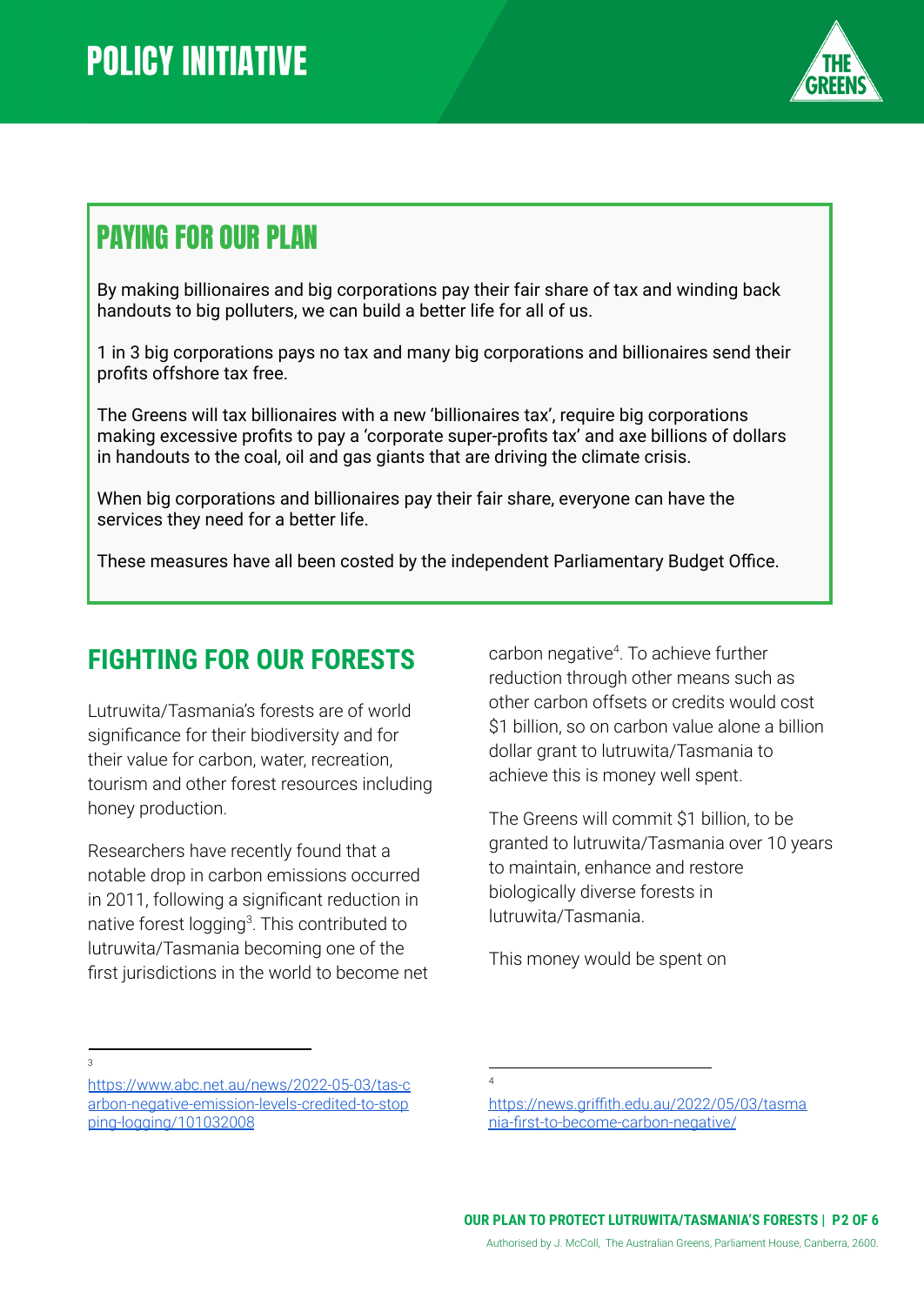# POLICY INITIATIVE

## PAYING FOR OUR PLAN

By making billionaires and big corporations pay their fair share of tax and winding back handouts to big polluters, we can build a better life for all of us.

1 in 3 big corporations pays no tax and many big corporations and billionaires send their profits offshore tax free.

The Greens will tax billionaires with a new 'billionaires tax', require big corporations making excessive profits to pay a 'corporate super-profits tax' and axe billions of dollars in handouts to the coal, oil and gas giants that are driving the climate crisis.

When big corporations and billionaires pay their fair share, everyone can have the services they need for a better life.

These measures have all been costed by the independent Parliamentary Budget Office.

## FIGHTING FOR OUR FORESTS

Lutruwita/Tasmania's forests are of world significance for their biodiversity and for their value for carbon, water, recreation, tourism and other forest resources including honey production.

Researchers have recently found that a notable drop in carbon emissions occurred in 2011, following a significant reduction in native forest logging[3]. This contributed to lutruwita/Tasmania becoming one of the first jurisdictions in the world to become net carbon negative[4]. To achieve further reduction through other means such as other carbon offsets or credits would cost $1 billion, so on carbon value alone a billion dollar grant to lutruwita/Tasmania to achieve this is money well spent.

The Greens will commit $1 billion, to be granted to lutruwita/Tasmania over 10 years to maintain, enhance and restore biologically diverse forests in lutruwita/Tasmania.

This money would be spent on

[3] https://www.abc.net.au/news/2022-05-03/tas-carbon-negative-emission-levels-credited-to-stopping-logging/101032008

[4] https://news.griffith.edu.au/2022/05/03/tasmania-first-to-become-carbon-negative/

Authorised by J. McColl, The Australian Greens, Parliament House, Canberra, 2600.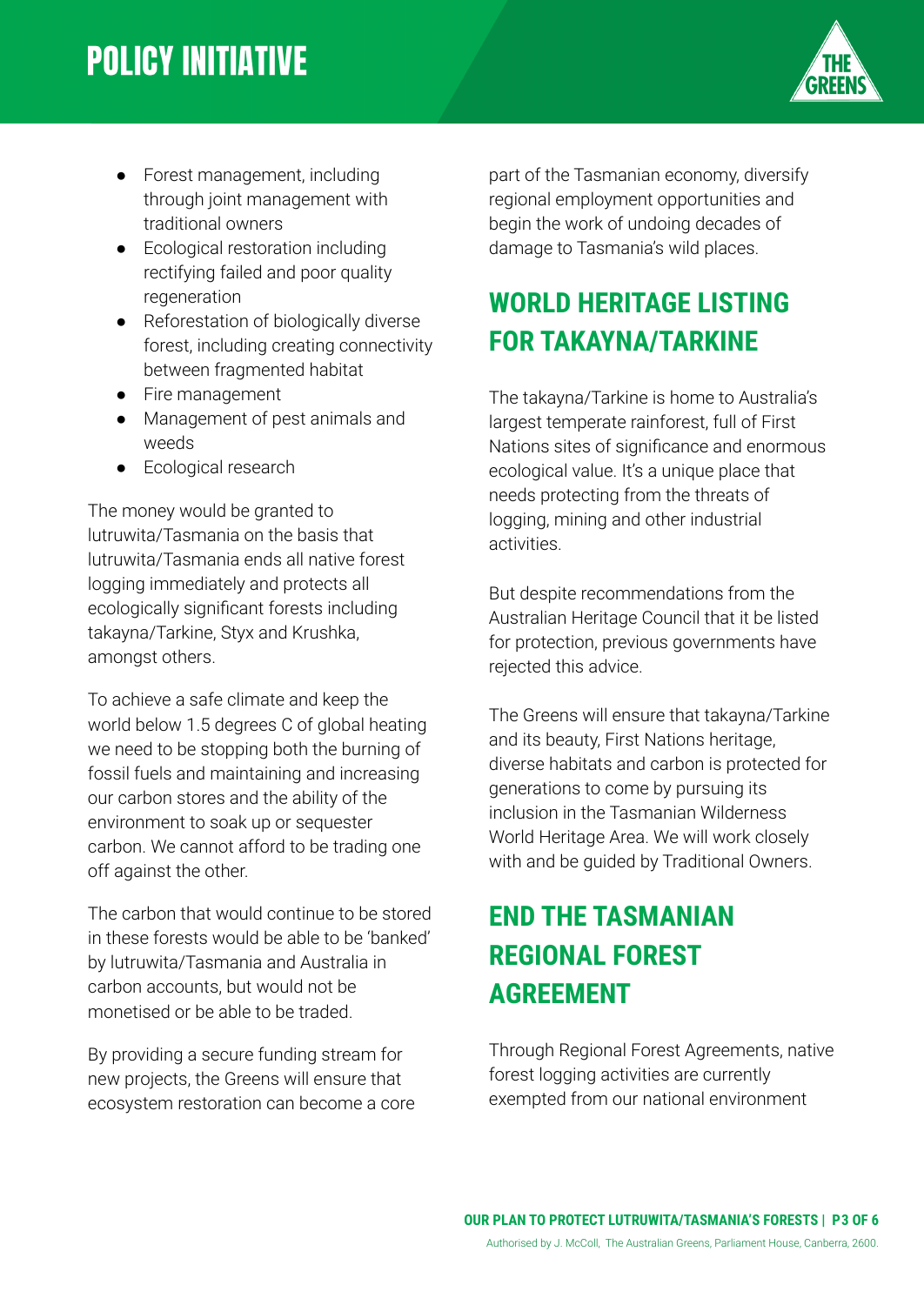- Forest management, including through joint management with traditional owners
- Ecological restoration including rectifying failed and poor quality regeneration
- Reforestation of biologically diverse forest, including creating connectivity between fragmented habitat
- Fire management
- Management of pest animals and weeds
- Ecological research

The money would be granted to lutruwita/Tasmania on the basis that lutruwita/Tasmania ends all native forest logging immediately and protects all ecologically significant forests including takayna/Tarkine, Styx and Krushka, amongst others.

To achieve a safe climate and keep the world below 1.5 degrees C of global heating we need to be stopping both the burning of fossil fuels and maintaining and increasing our carbon stores and the ability of the environment to soak up or sequester carbon. We cannot afford to be trading one off against the other.

The carbon that would continue to be stored in these forests would be able to be 'banked' by lutruwita/Tasmania and Australia in carbon accounts, but would not be monetised or be able to be traded.

By providing a secure funding stream for new projects, the Greens will ensure that ecosystem restoration can become a core part of the Tasmanian economy, diversify regional employment opportunities and begin the work of undoing decades of damage to Tasmania's wild places.

## WORLD HERITAGE LISTING FOR TAKAYNA/TARKINE

The takayna/Tarkine is home to Australia's largest temperate rainforest, full of First Nations sites of significance and enormous ecological value. It's a unique place that needs protecting from the threats of logging, mining and other industrial activities.

But despite recommendations from the Australian Heritage Council that it be listed for protection, previous governments have rejected this advice.

The Greens will ensure that takayna/Tarkine and its beauty, First Nations heritage, diverse habitats and carbon is protected for generations to come by pursuing its inclusion in the Tasmanian Wilderness World Heritage Area. We will work closely with and be guided by Traditional Owners.

## END THE TASMANIAN REGIONAL FOREST AGREEMENT

Through Regional Forest Agreements, native forest logging activities are currently exempted from our national environment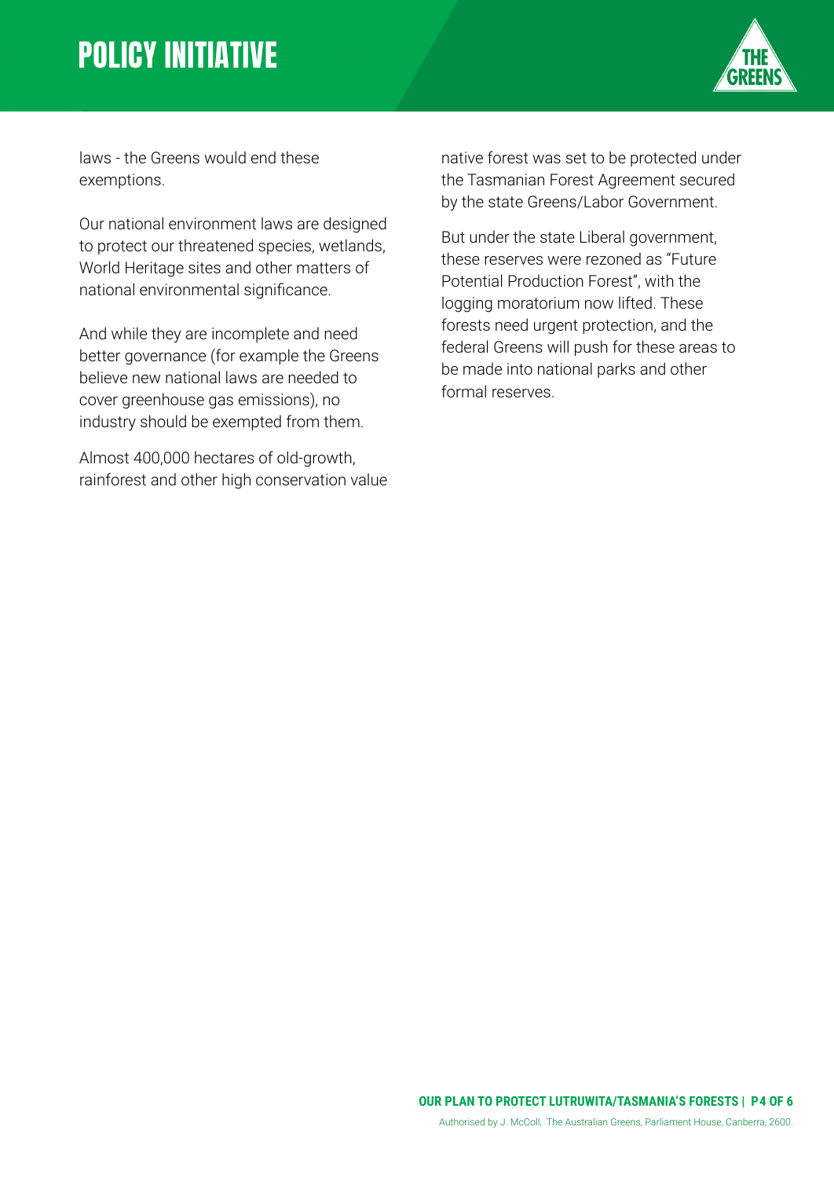laws - the Greens would end these exemptions.

Our national environment laws are designed to protect our threatened species, wetlands, World Heritage sites and other matters of national environmental significance.

And while they are incomplete and need better governance (for example the Greens believe new national laws are needed to cover greenhouse gas emissions), no industry should be exempted from them.

Almost 400,000 hectares of old-growth, rainforest and other high conservation value native forest was set to be protected under the Tasmanian Forest Agreement secured by the state Greens/Labor Government.

But under the state Liberal government, these reserves were rezoned as "Future Potential Production Forest", with the logging moratorium now lifted. These forests need urgent protection, and the federal Greens will push for these areas to be made into national parks and other formal reserves.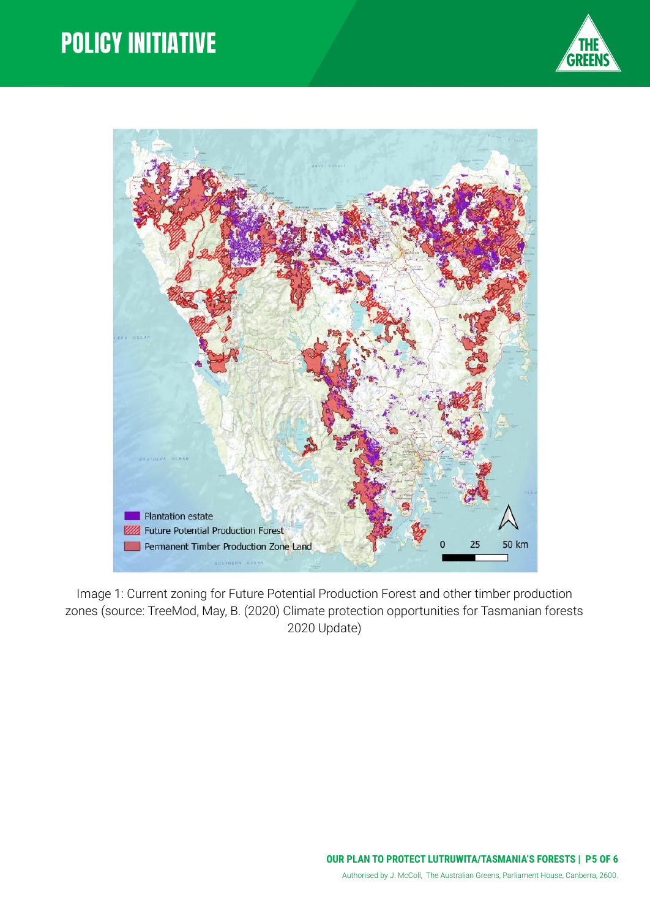Image 1: Current zoning for Future Potential Production Forest and other timber production zones (source: TreeMod, May, B. (2020) Climate protection opportunities for Tasmanian forests 2020 Update)

Authorised by J. McColl, The Australian Greens, Parliament House, Canberra, 2600.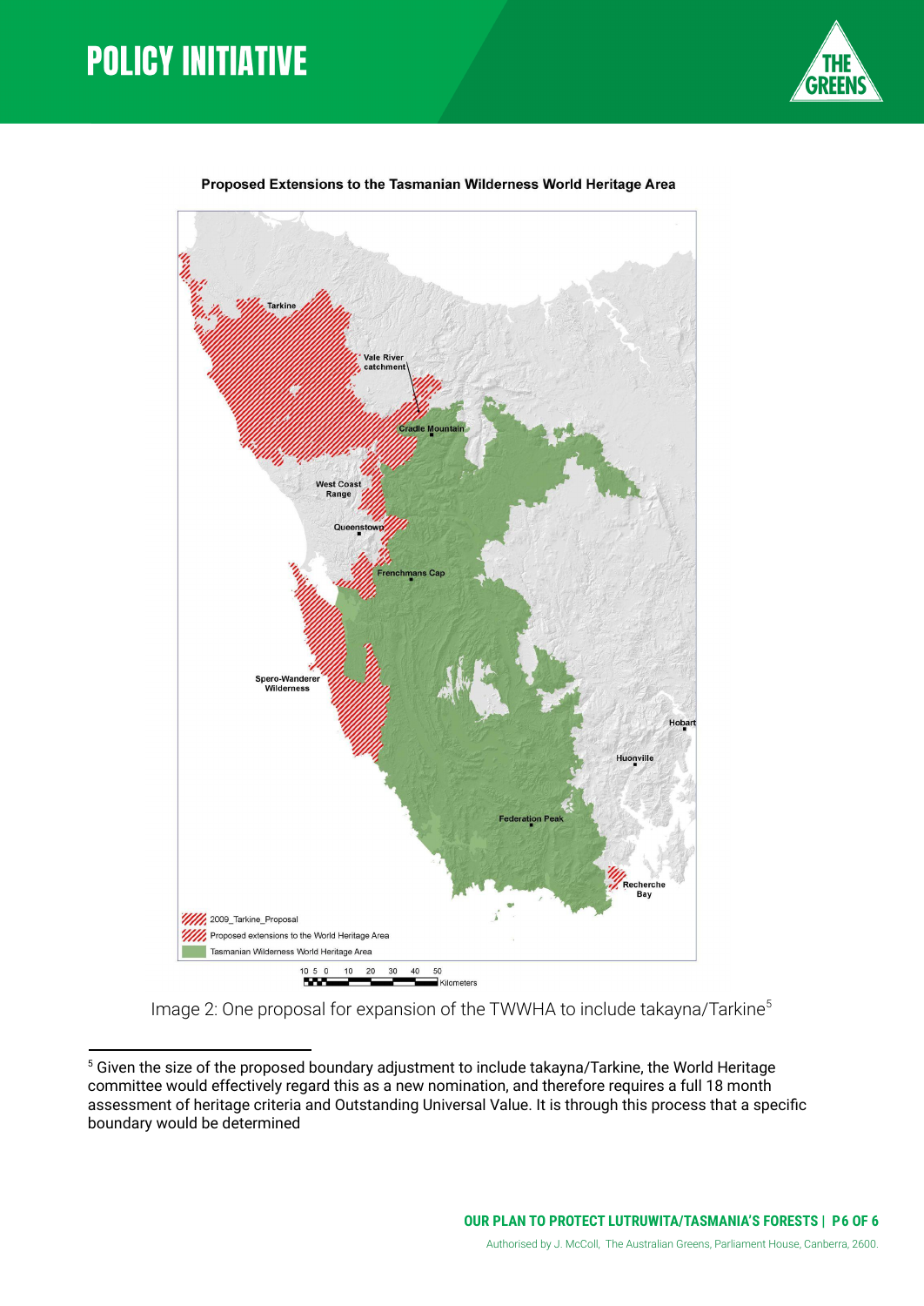**Proposed Extensions to the Tasmanian Wilderness World Heritage Area**

Tarkine
Vale River catchment
Cradle Mountain
West Coast Range
Queenstown
Frenchmans Cap
Spero-Wanderer Wilderness
Hobart
Huonville
Federation Peak
Recherche Bay

2009_Tarkine_Proposal
Proposed extensions to the World Heritage Area
Tasmanian Wilderness World Heritage Area

10 5 0 10 20 30 40 50 Kilometers

Image 2: One proposal for expansion of the TWWHA to include takayna/Tarkine[5]

---

[5] Given the size of the proposed boundary adjustment to include takayna/Tarkine, the World Heritage committee would effectively regard this as a new nomination, and therefore requires a full 18 month assessment of heritage criteria and Outstanding Universal Value. It is through this process that a specific boundary would be determined

Authorised by J. McColl, The Australian Greens, Parliament House, Canberra, 2600.